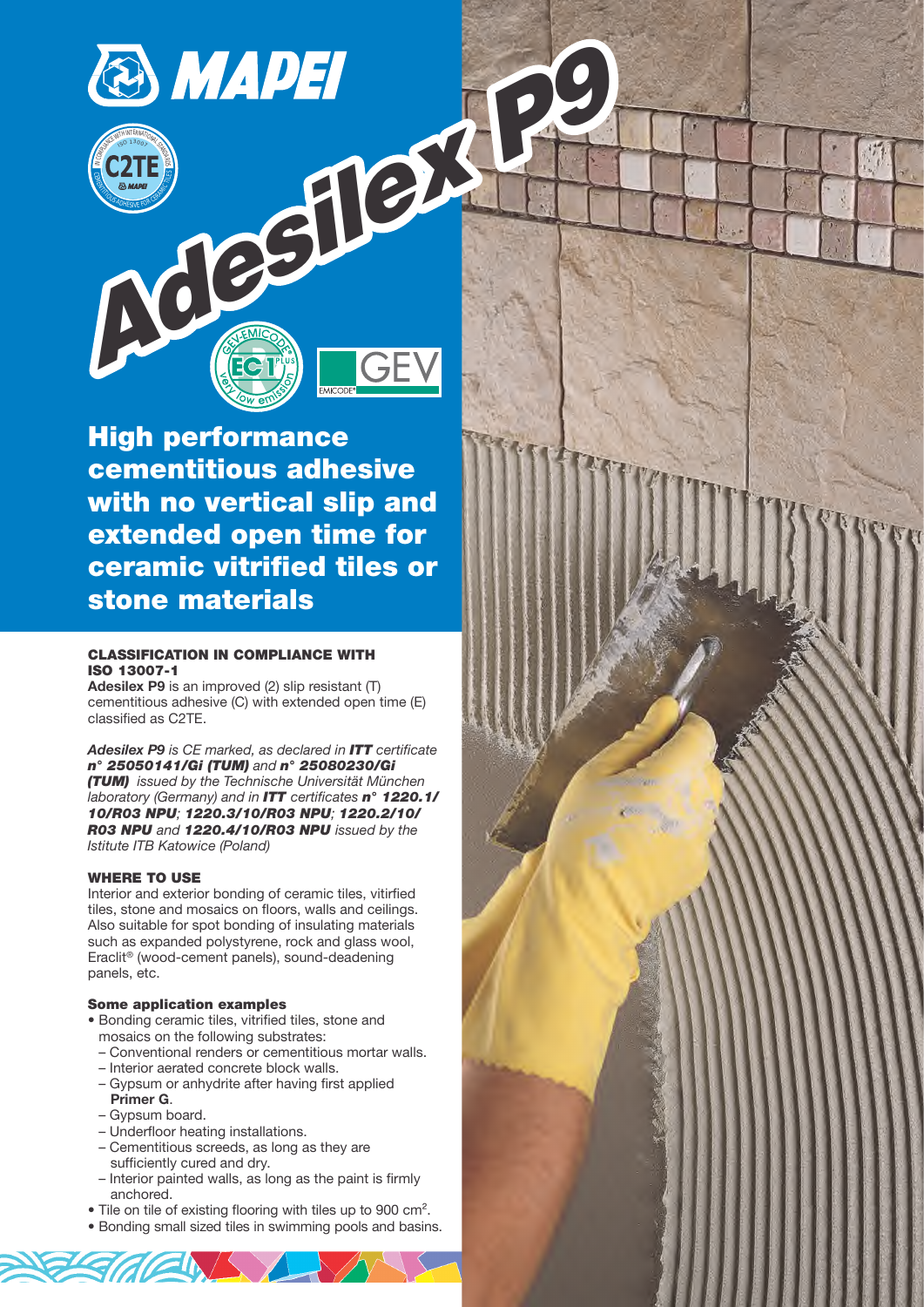# Adesilex P9

## High performance cementitious adhesive with no vertical slip and extended open time for ceramic vitrified tiles or stone materials

### CLASSIFICATION IN COMPLIANCE WITH ISO 13007-1

**Adesilex P9** is an improved (2) slip resistant (T) cementitious adhesive (C) with extended open time (E) classified as C2TE.

*Adesilex P9 is CE marked, as declared in **ITT** certificate **n° 25050141/Gi (TUM)** and **n° 25080230/Gi (TUM)** issued by the Technische Universität München laboratory (Germany) and in **ITT** certificates **n° 1220.1/10/R03 NPU**; **1220.3/10/R03 NPU**; **1220.2/10/R03 NPU** and **1220.4/10/R03 NPU** issued by the Istitute ITB Katowice (Poland)*

### WHERE TO USE

Interior and exterior bonding of ceramic tiles, vitirfied tiles, stone and mosaics on floors, walls and ceilings. Also suitable for spot bonding of insulating materials such as expanded polystyrene, rock and glass wool, Eraclit® (wood-cement panels), sound-deadening panels, etc.

#### Some application examples

- Bonding ceramic tiles, vitrified tiles, stone and mosaics on the following substrates:
  - Conventional renders or cementitious mortar walls.
  - Interior aerated concrete block walls.
  - Gypsum or anhydrite after having first applied **Primer G**.
  - Gypsum board.
  - Underfloor heating installations.
  - Cementitious screeds, as long as they are sufficiently cured and dry.
  - Interior painted walls, as long as the paint is firmly anchored.
- Tile on tile of existing flooring with tiles up to 900 cm².
- Bonding small sized tiles in swimming pools and basins.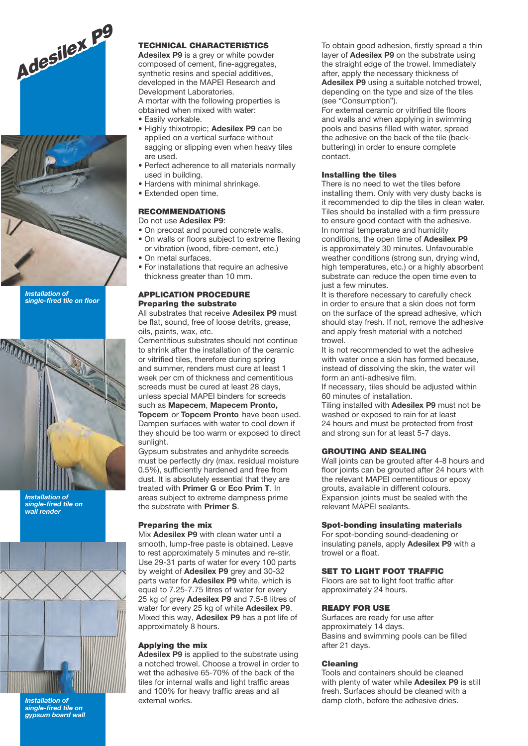Adesilex P9

*Installation of single-fired tile on floor*

*Installation of single-fired tile on wall render*

*Installation of single-fired tile on gypsum board wall*

## TECHNICAL CHARACTERISTICS

**Adesilex P9** is a grey or white powder composed of cement, fine-aggregates, synthetic resins and special additives, developed in the MAPEI Research and Development Laboratories.

A mortar with the following properties is obtained when mixed with water:

- Easily workable.
- Highly thixotropic; **Adesilex P9** can be applied on a vertical surface without sagging or slipping even when heavy tiles are used.
- Perfect adherence to all materials normally used in building.
- Hardens with minimal shrinkage.
- Extended open time.

## RECOMMENDATIONS

Do not use **Adesilex P9**:

- On precoat and poured concrete walls.
- On walls or floors subject to extreme flexing or vibration (wood, fibre-cement, etc.)
- On metal surfaces.
- For installations that require an adhesive thickness greater than 10 mm.

## APPLICATION PROCEDURE

### Preparing the substrate

All substrates that receive **Adesilex P9** must be flat, sound, free of loose detrits, grease, oils, paints, wax, etc.

Cementitious substrates should not continue to shrink after the installation of the ceramic or vitrified tiles, therefore during spring and summer, renders must cure at least 1 week per cm of thickness and cementitious screeds must be cured at least 28 days, unless special MAPEI binders for screeds such as **Mapecem**, **Mapecem Pronto, Topcem** or **Topcem Pronto** have been used.

Dampen surfaces with water to cool down if they should be too warm or exposed to direct sunlight.

Gypsum substrates and anhydrite screeds must be perfectly dry (max. residual moisture 0.5%), sufficiently hardened and free from dust. It is absolutely essential that they are treated with **Primer G** or **Eco Prim T**. In areas subject to extreme dampness prime the substrate with **Primer S**.

### Preparing the mix

Mix **Adesilex P9** with clean water until a smooth, lump-free paste is obtained. Leave to rest approximately 5 minutes and re-stir.

Use 29-31 parts of water for every 100 parts by weight of **Adesilex P9** grey and 30-32 parts water for **Adesilex P9** white, which is equal to 7.25-7.75 litres of water for every 25 kg of grey **Adesilex P9** and 7.5-8 litres of water for every 25 kg of white **Adesilex P9**. Mixed this way, **Adesilex P9** has a pot life of approximately 8 hours.

### Applying the mix

**Adesilex P9** is applied to the substrate using a notched trowel. Choose a trowel in order to wet the adhesive 65-70% of the back of the tiles for internal walls and light traffic areas and 100% for heavy traffic areas and all external works.

To obtain good adhesion, firstly spread a thin layer of **Adesilex P9** on the substrate using the straight edge of the trowel. Immediately after, apply the necessary thickness of **Adesilex P9** using a suitable notched trowel, depending on the type and size of the tiles (see "Consumption").

For external ceramic or vitrified tile floors and walls and when applying in swimming pools and basins filled with water, spread the adhesive on the back of the tile (back-buttering) in order to ensure complete contact.

### Installing the tiles

There is no need to wet the tiles before installing them. Only with very dusty backs is it recommended to dip the tiles in clean water.

Tiles should be installed with a firm pressure to ensure good contact with the adhesive.

In normal temperature and humidity conditions, the open time of **Adesilex P9** is approximately 30 minutes. Unfavourable weather conditions (strong sun, drying wind, high temperatures, etc.) or a highly absorbent substrate can reduce the open time even to just a few minutes.

It is therefore necessary to carefully check in order to ensure that a skin does not form on the surface of the spread adhesive, which should stay fresh. If not, remove the adhesive and apply fresh material with a notched trowel.

It is not recommended to wet the adhesive with water once a skin has formed because, instead of dissolving the skin, the water will form an anti-adhesive film.

If necessary, tiles should be adjusted within 60 minutes of installation.

Tiling installed with **Adesilex P9** must not be washed or exposed to rain for at least 24 hours and must be protected from frost and strong sun for at least 5-7 days.

## GROUTING AND SEALING

Wall joints can be grouted after 4-8 hours and floor joints can be grouted after 24 hours with the relevant MAPEI cementitious or epoxy grouts, available in different colours.

Expansion joints must be sealed with the relevant MAPEI sealants.

### Spot-bonding insulating materials

For spot-bonding sound-deadening or insulating panels, apply **Adesilex P9** with a trowel or a float.

## SET TO LIGHT FOOT TRAFFIC

Floors are set to light foot traffic after approximately 24 hours.

## READY FOR USE

Surfaces are ready for use after approximately 14 days.

Basins and swimming pools can be filled after 21 days.

### Cleaning

Tools and containers should be cleaned with plenty of water while **Adesilex P9** is still fresh. Surfaces should be cleaned with a damp cloth, before the adhesive dries.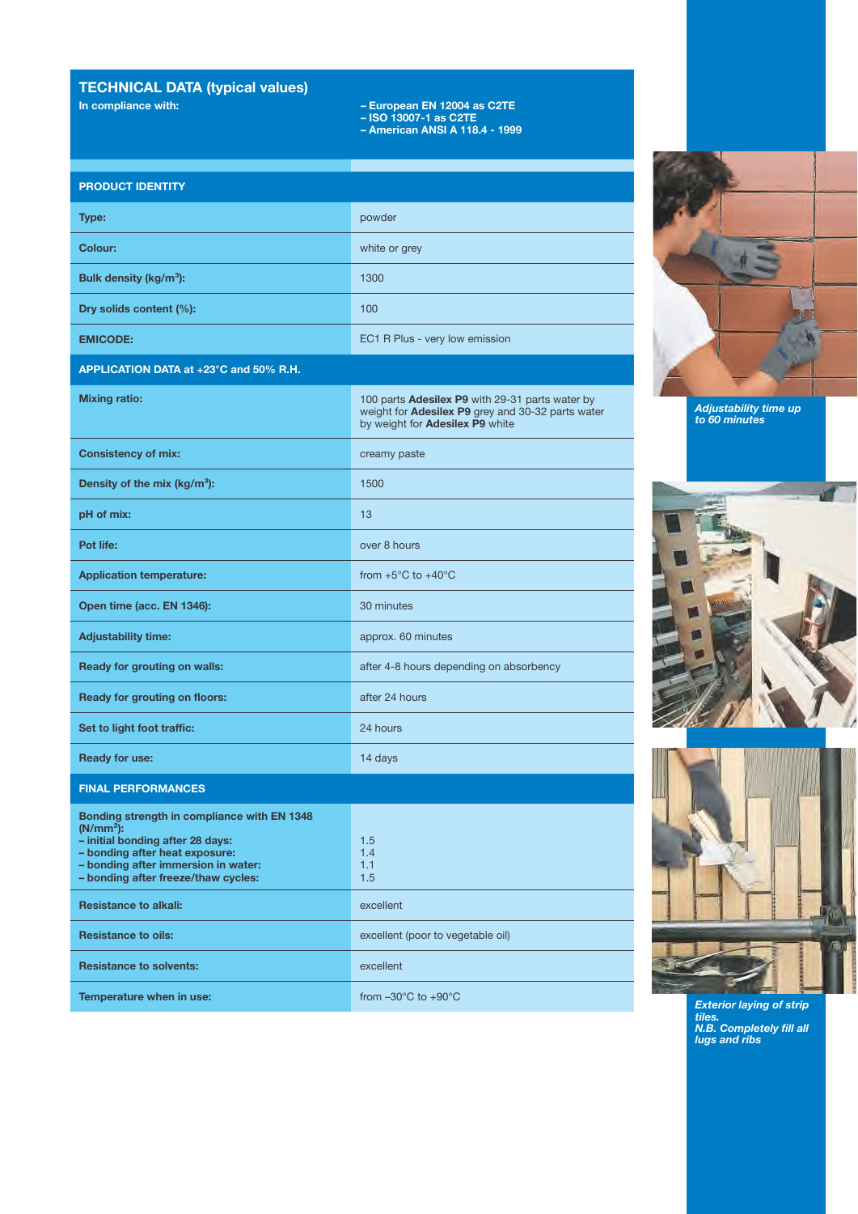## TECHNICAL DATA (typical values)

| In compliance with: | – European EN 12004 as C2TE<br>– ISO 13007-1 as C2TE<br>– American ANSI A 118.4 - 1999 |
|---|---|
| **PRODUCT IDENTITY** | |
| **Type:** | powder |
| **Colour:** | white or grey |
| **Bulk density (kg/m³):** | 1300 |
| **Dry solids content (%):** | 100 |
| **EMICODE:** | EC1 R Plus - very low emission |
| **APPLICATION DATA at +23°C and 50% R.H.** | |
| **Mixing ratio:** | 100 parts **Adesilex P9** with 29-31 parts water by weight for **Adesilex P9** grey and 30-32 parts water by weight for **Adesilex P9** white |
| **Consistency of mix:** | creamy paste |
| **Density of the mix (kg/m³):** | 1500 |
| **pH of mix:** | 13 |
| **Pot life:** | over 8 hours |
| **Application temperature:** | from +5°C to +40°C |
| **Open time (acc. EN 1346):** | 30 minutes |
| **Adjustability time:** | approx. 60 minutes |
| **Ready for grouting on walls:** | after 4-8 hours depending on absorbency |
| **Ready for grouting on floors:** | after 24 hours |
| **Set to light foot traffic:** | 24 hours |
| **Ready for use:** | 14 days |
| **FINAL PERFORMANCES** | |
| **Bonding strength in compliance with EN 1348 (N/mm²):**<br>**– initial bonding after 28 days:**<br>**– bonding after heat exposure:**<br>**– bonding after immersion in water:**<br>**– bonding after freeze/thaw cycles:** | <br><br>1.5<br>1.4<br>1.1<br>1.5 |
| **Resistance to alkali:** | excellent |
| **Resistance to oils:** | excellent (poor to vegetable oil) |
| **Resistance to solvents:** | excellent |
| **Temperature when in use:** | from –30°C to +90°C |

*Adjustability time up to 60 minutes*

*Exterior laying of strip tiles.*
*N.B. Completely fill all lugs and ribs*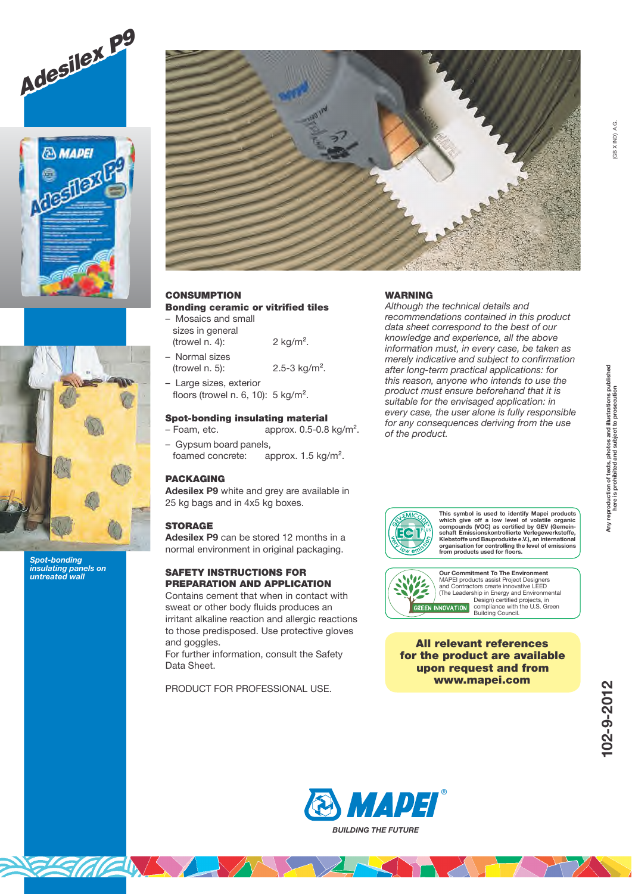Spot-bonding insulating panels on untreated wall

## CONSUMPTION

### Bonding ceramic or vitrified tiles

- Mosaics and small sizes in general (trowel n. 4): 2 kg/m².
- Normal sizes (trowel n. 5): 2.5-3 kg/m².
- Large sizes, exterior floors (trowel n. 6, 10): 5 kg/m².

### Spot-bonding insulating material

- Foam, etc. approx. 0.5-0.8 kg/m².
- Gypsum board panels, foamed concrete: approx. 1.5 kg/m².

## PACKAGING

**Adesilex P9** white and grey are available in 25 kg bags and in 4x5 kg boxes.

## STORAGE

**Adesilex P9** can be stored 12 months in a normal environment in original packaging.

## SAFETY INSTRUCTIONS FOR PREPARATION AND APPLICATION

Contains cement that when in contact with sweat or other body fluids produces an irritant alkaline reaction and allergic reactions to those predisposed. Use protective gloves and goggles.

For further information, consult the Safety Data Sheet.

PRODUCT FOR PROFESSIONAL USE.

## WARNING

*Although the technical details and recommendations contained in this product data sheet correspond to the best of our knowledge and experience, all the above information must, in every case, be taken as merely indicative and subject to confirmation after long-term practical applications: for this reason, anyone who intends to use the product must ensure beforehand that it is suitable for the envisaged application: in every case, the user alone is fully responsible for any consequences deriving from the use of the product.*

**This symbol is used to identify Mapei products which give off a low level of volatile organic compounds (VOC) as certified by GEV (Gemeinschaft Emissionskontrollierte Verlegewerkstoffe, Klebstoffe und Bauprodukte e.V.), an international organisation for controlling the level of emissions from products used for floors.**

**Our Commitment To The Environment**
MAPEI products assist Project Designers and Contractors create innovative LEED (The Leadership in Energy and Environmental Design) certified projects, in compliance with the U.S. Green Building Council.

**All relevant references for the product are available upon request and from www.mapei.com**

Any reproduction of texts, photos and illustrations published here is prohibited and subject to prosecution

(GB X IND) A.G.

102-9-2012

BUILDING THE FUTURE